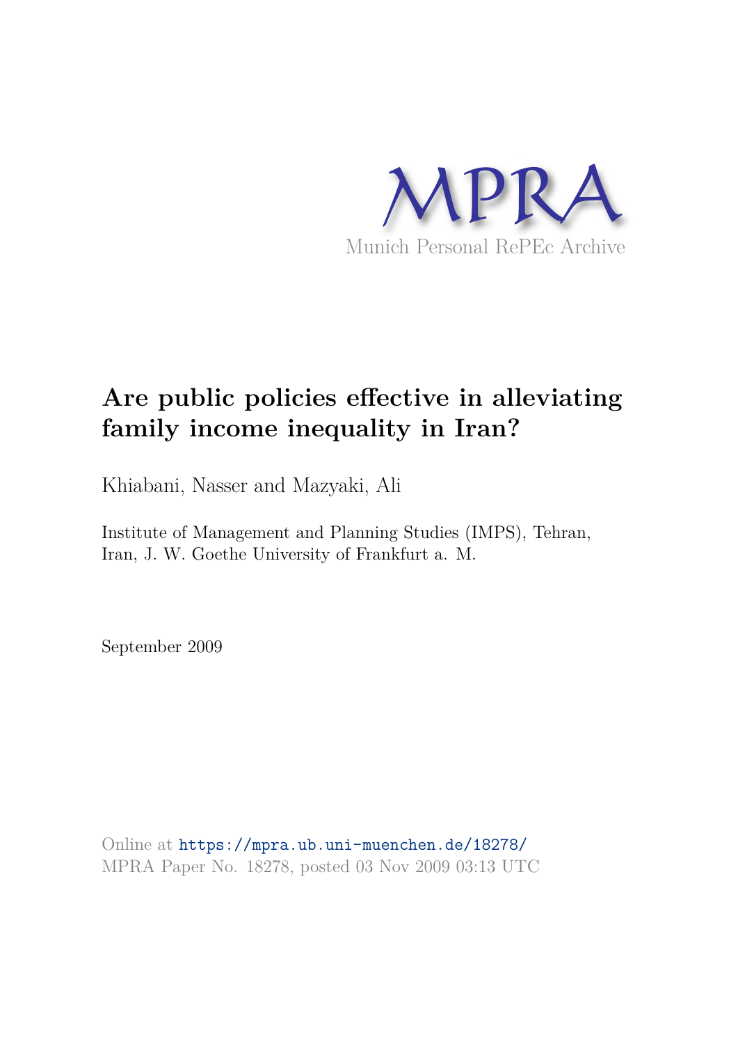MPRA

Munich Personal RePEc Archive

# Are public policies effective in alleviating family income inequality in Iran?

Khiabani, Nasser and Mazyaki, Ali

Institute of Management and Planning Studies (IMPS), Tehran, Iran, J. W. Goethe University of Frankfurt a. M.

September 2009

Online at https://mpra.ub.uni-muenchen.de/18278/
MPRA Paper No. 18278, posted 03 Nov 2009 03:13 UTC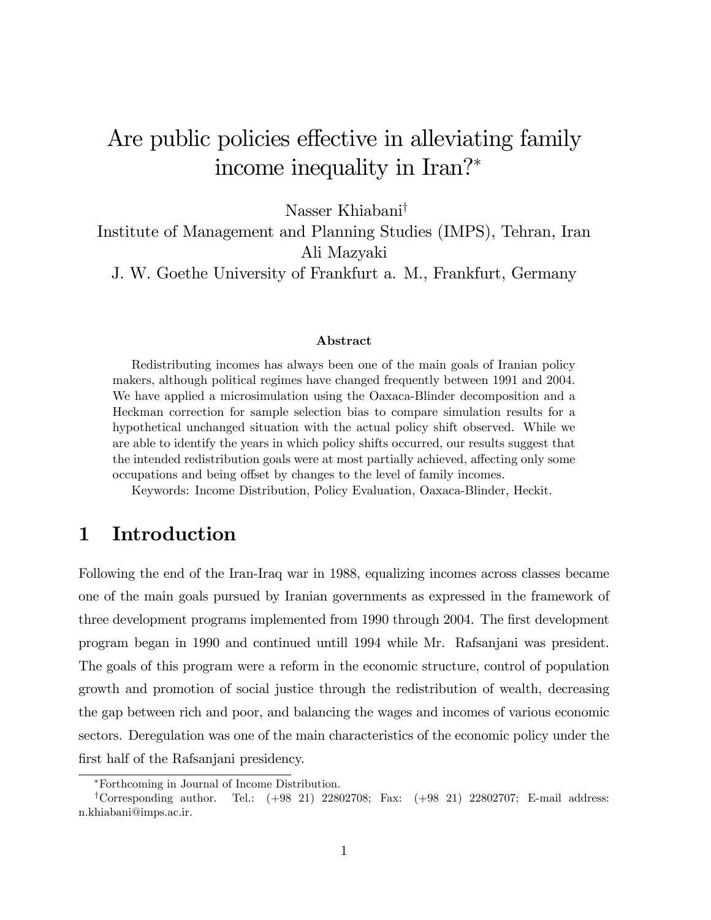# Are public policies effective in alleviating family income inequality in Iran?[*]

Nasser Khiabani[†]

Institute of Management and Planning Studies (IMPS), Tehran, Iran

Ali Mazyaki

J. W. Goethe University of Frankfurt a. M., Frankfurt, Germany

### Abstract

Redistributing incomes has always been one of the main goals of Iranian policy makers, although political regimes have changed frequently between 1991 and 2004. We have applied a microsimulation using the Oaxaca-Blinder decomposition and a Heckman correction for sample selection bias to compare simulation results for a hypothetical unchanged situation with the actual policy shift observed. While we are able to identify the years in which policy shifts occurred, our results suggest that the intended redistribution goals were at most partially achieved, affecting only some occupations and being offset by changes to the level of family incomes.

Keywords: Income Distribution, Policy Evaluation, Oaxaca-Blinder, Heckit.

## 1 Introduction

Following the end of the Iran-Iraq war in 1988, equalizing incomes across classes became one of the main goals pursued by Iranian governments as expressed in the framework of three development programs implemented from 1990 through 2004. The first development program began in 1990 and continued untill 1994 while Mr. Rafsanjani was president. The goals of this program were a reform in the economic structure, control of population growth and promotion of social justice through the redistribution of wealth, decreasing the gap between rich and poor, and balancing the wages and incomes of various economic sectors. Deregulation was one of the main characteristics of the economic policy under the first half of the Rafsanjani presidency.

[*]Forthcoming in Journal of Income Distribution.

[†]Corresponding author. Tel.: (+98 21) 22802708; Fax: (+98 21) 22802707; E-mail address: n.khiabani@imps.ac.ir.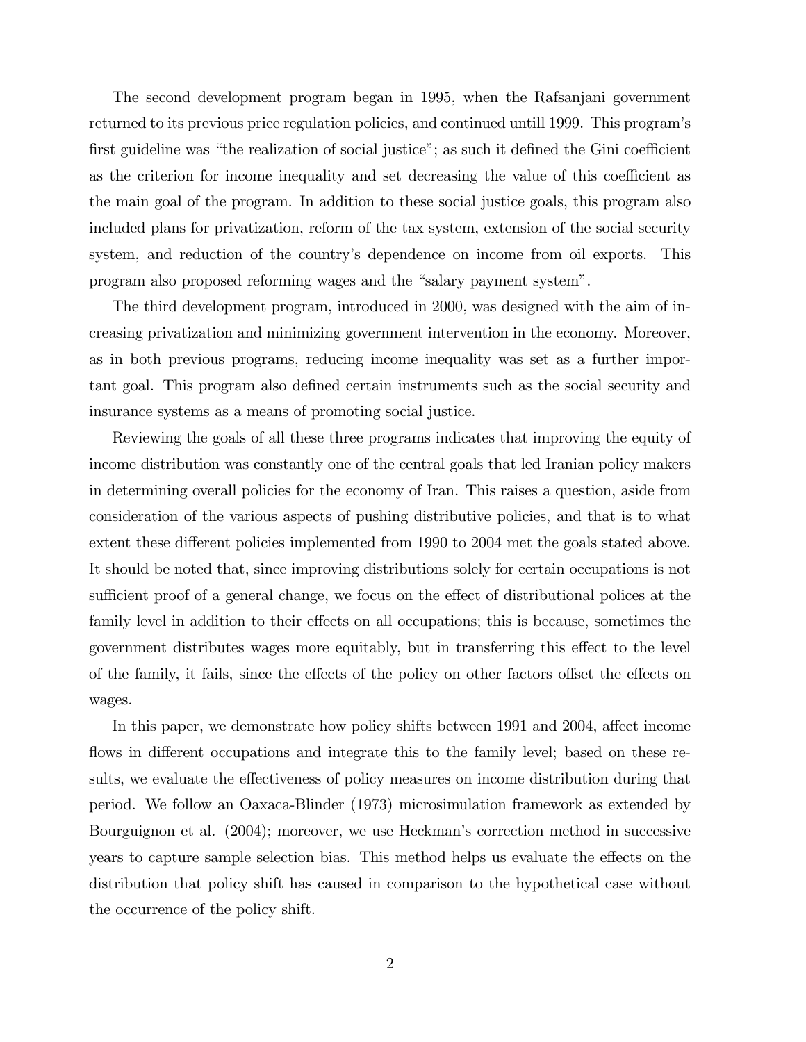The second development program began in 1995, when the Rafsanjani government returned to its previous price regulation policies, and continued untill 1999. This program's first guideline was "the realization of social justice"; as such it defined the Gini coefficient as the criterion for income inequality and set decreasing the value of this coefficient as the main goal of the program. In addition to these social justice goals, this program also included plans for privatization, reform of the tax system, extension of the social security system, and reduction of the country's dependence on income from oil exports. This program also proposed reforming wages and the "salary payment system".

The third development program, introduced in 2000, was designed with the aim of increasing privatization and minimizing government intervention in the economy. Moreover, as in both previous programs, reducing income inequality was set as a further important goal. This program also defined certain instruments such as the social security and insurance systems as a means of promoting social justice.

Reviewing the goals of all these three programs indicates that improving the equity of income distribution was constantly one of the central goals that led Iranian policy makers in determining overall policies for the economy of Iran. This raises a question, aside from consideration of the various aspects of pushing distributive policies, and that is to what extent these different policies implemented from 1990 to 2004 met the goals stated above. It should be noted that, since improving distributions solely for certain occupations is not sufficient proof of a general change, we focus on the effect of distributional polices at the family level in addition to their effects on all occupations; this is because, sometimes the government distributes wages more equitably, but in transferring this effect to the level of the family, it fails, since the effects of the policy on other factors offset the effects on wages.

In this paper, we demonstrate how policy shifts between 1991 and 2004, affect income flows in different occupations and integrate this to the family level; based on these results, we evaluate the effectiveness of policy measures on income distribution during that period. We follow an Oaxaca-Blinder (1973) microsimulation framework as extended by Bourguignon et al. (2004); moreover, we use Heckman's correction method in successive years to capture sample selection bias. This method helps us evaluate the effects on the distribution that policy shift has caused in comparison to the hypothetical case without the occurrence of the policy shift.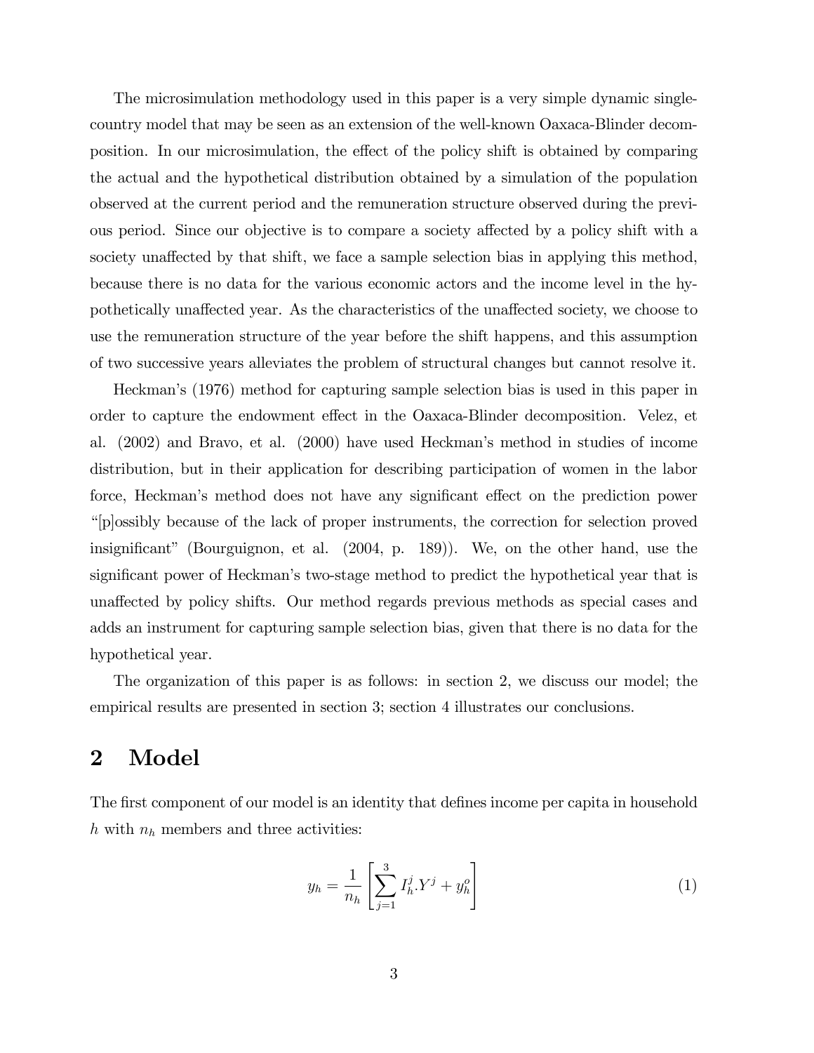The microsimulation methodology used in this paper is a very simple dynamic single-country model that may be seen as an extension of the well-known Oaxaca-Blinder decomposition. In our microsimulation, the effect of the policy shift is obtained by comparing the actual and the hypothetical distribution obtained by a simulation of the population observed at the current period and the remuneration structure observed during the previous period. Since our objective is to compare a society affected by a policy shift with a society unaffected by that shift, we face a sample selection bias in applying this method, because there is no data for the various economic actors and the income level in the hypothetically unaffected year. As the characteristics of the unaffected society, we choose to use the remuneration structure of the year before the shift happens, and this assumption of two successive years alleviates the problem of structural changes but cannot resolve it.

Heckman's (1976) method for capturing sample selection bias is used in this paper in order to capture the endowment effect in the Oaxaca-Blinder decomposition. Velez, et al. (2002) and Bravo, et al. (2000) have used Heckman's method in studies of income distribution, but in their application for describing participation of women in the labor force, Heckman's method does not have any significant effect on the prediction power "[p]ossibly because of the lack of proper instruments, the correction for selection proved insignificant" (Bourguignon, et al. (2004, p. 189)). We, on the other hand, use the significant power of Heckman's two-stage method to predict the hypothetical year that is unaffected by policy shifts. Our method regards previous methods as special cases and adds an instrument for capturing sample selection bias, given that there is no data for the hypothetical year.

The organization of this paper is as follows: in section 2, we discuss our model; the empirical results are presented in section 3; section 4 illustrates our conclusions.

## 2 Model

The first component of our model is an identity that defines income per capita in household $h$ with $n_h$ members and three activities:

$$y_h = \frac{1}{n_h}\left[\sum_{j=1}^{3} I_h^j . Y^j + y_h^o\right] \tag{1}$$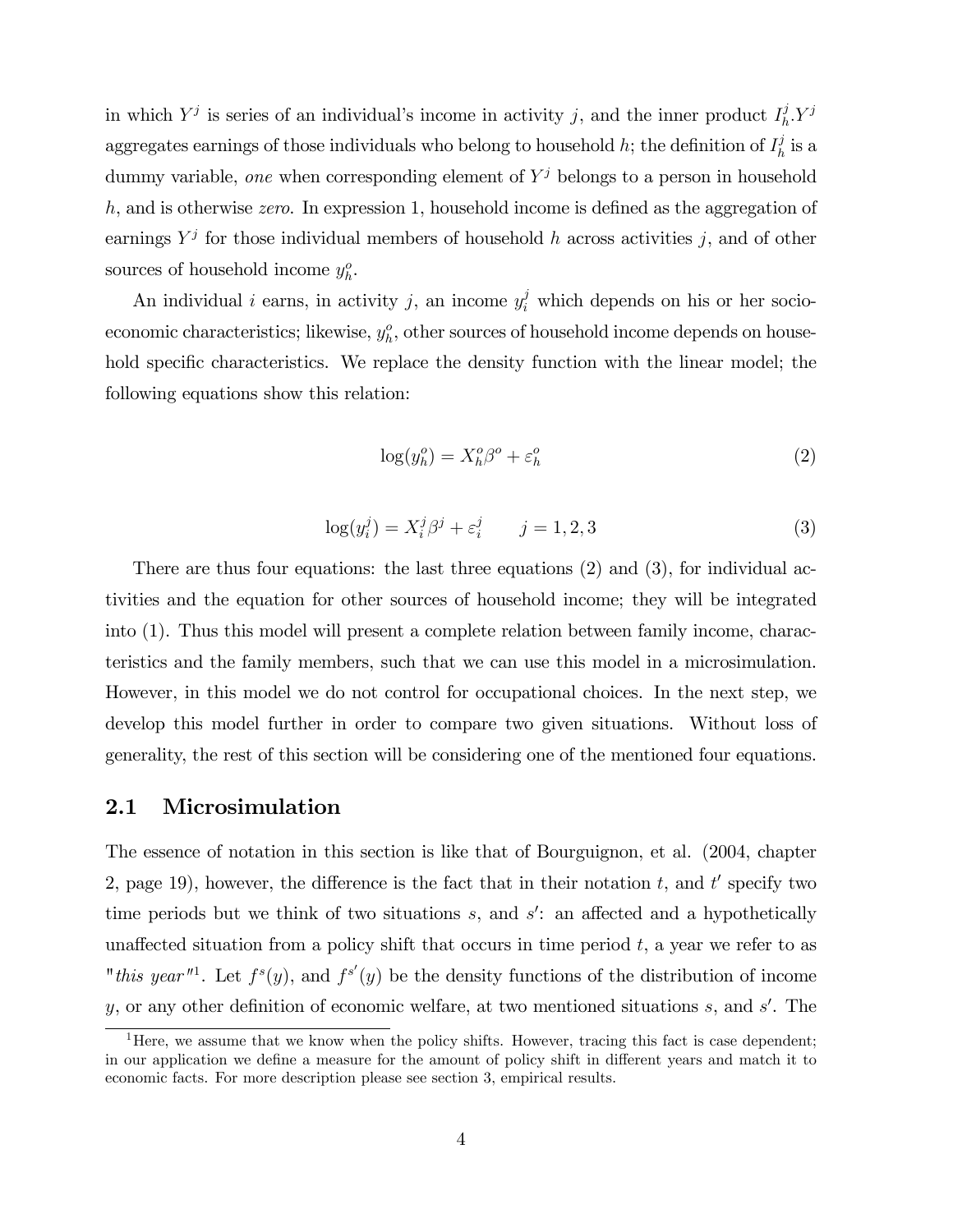in which $Y^j$ is series of an individual's income in activity $j$, and the inner product $I_h^j.Y^j$ aggregates earnings of those individuals who belong to household $h$; the definition of $I_h^j$ is a dummy variable, *one* when corresponding element of $Y^j$ belongs to a person in household $h$, and is otherwise *zero*. In expression 1, household income is defined as the aggregation of earnings $Y^j$ for those individual members of household $h$ across activities $j$, and of other sources of household income $y_h^o$.

An individual $i$ earns, in activity $j$, an income $y_i^j$ which depends on his or her socio-economic characteristics; likewise, $y_h^o$, other sources of household income depends on household specific characteristics. We replace the density function with the linear model; the following equations show this relation:

$$\log(y_h^o) = X_h^o \beta^o + \varepsilon_h^o \tag{2}$$

$$\log(y_i^j) = X_i^j \beta^j + \varepsilon_i^j \qquad j = 1, 2, 3 \tag{3}$$

There are thus four equations: the last three equations (2) and (3), for individual activities and the equation for other sources of household income; they will be integrated into (1). Thus this model will present a complete relation between family income, characteristics and the family members, such that we can use this model in a microsimulation. However, in this model we do not control for occupational choices. In the next step, we develop this model further in order to compare two given situations. Without loss of generality, the rest of this section will be considering one of the mentioned four equations.

## 2.1 Microsimulation

The essence of notation in this section is like that of Bourguignon, et al. (2004, chapter 2, page 19), however, the difference is the fact that in their notation $t$, and $t'$ specify two time periods but we think of two situations $s$, and $s'$: an affected and a hypothetically unaffected situation from a policy shift that occurs in time period $t$, a year we refer to as "*this year*"[1]. Let $f^s(y)$, and $f^{s'}(y)$ be the density functions of the distribution of income $y$, or any other definition of economic welfare, at two mentioned situations $s$, and $s'$. The

[1] Here, we assume that we know when the policy shifts. However, tracing this fact is case dependent; in our application we define a measure for the amount of policy shift in different years and match it to economic facts. For more description please see section 3, empirical results.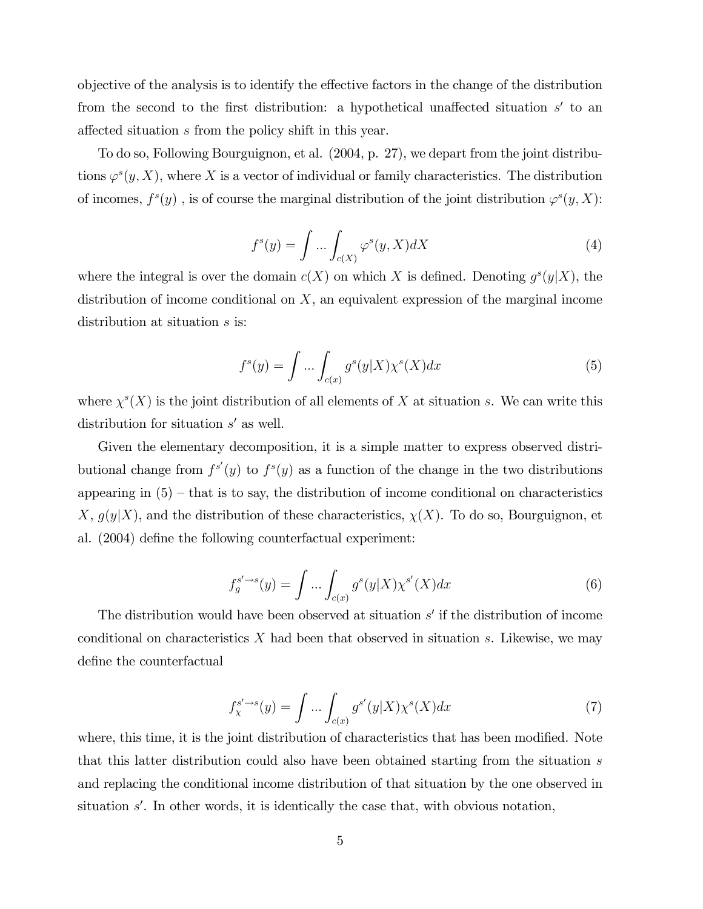objective of the analysis is to identify the effective factors in the change of the distribution from the second to the first distribution: a hypothetical unaffected situation $s'$ to an affected situation $s$ from the policy shift in this year.

To do so, Following Bourguignon, et al. (2004, p. 27), we depart from the joint distributions $\varphi^s(y, X)$, where $X$ is a vector of individual or family characteristics. The distribution of incomes, $f^s(y)$ , is of course the marginal distribution of the joint distribution $\varphi^s(y, X)$:

$$f^s(y) = \int ... \int_{c(X)} \varphi^s(y, X)dX \tag{4}$$

where the integral is over the domain $c(X)$ on which $X$ is defined. Denoting $g^s(y|X)$, the distribution of income conditional on $X$, an equivalent expression of the marginal income distribution at situation $s$ is:

$$f^s(y) = \int ... \int_{c(x)} g^s(y|X)\chi^s(X)dx \tag{5}$$

where $\chi^s(X)$ is the joint distribution of all elements of $X$ at situation $s$. We can write this distribution for situation $s'$ as well.

Given the elementary decomposition, it is a simple matter to express observed distributional change from $f^{s'}(y)$ to $f^s(y)$ as a function of the change in the two distributions appearing in (5) – that is to say, the distribution of income conditional on characteristics $X$, $g(y|X)$, and the distribution of these characteristics, $\chi(X)$. To do so, Bourguignon, et al. (2004) define the following counterfactual experiment:

$$f_g^{s' \to s}(y) = \int ... \int_{c(x)} g^s(y|X)\chi^{s'}(X)dx \tag{6}$$

The distribution would have been observed at situation $s'$ if the distribution of income conditional on characteristics $X$ had been that observed in situation $s$. Likewise, we may define the counterfactual

$$f_\chi^{s' \to s}(y) = \int ... \int_{c(x)} g^{s'}(y|X)\chi^s(X)dx \tag{7}$$

where, this time, it is the joint distribution of characteristics that has been modified. Note that this latter distribution could also have been obtained starting from the situation $s$ and replacing the conditional income distribution of that situation by the one observed in situation $s'$. In other words, it is identically the case that, with obvious notation,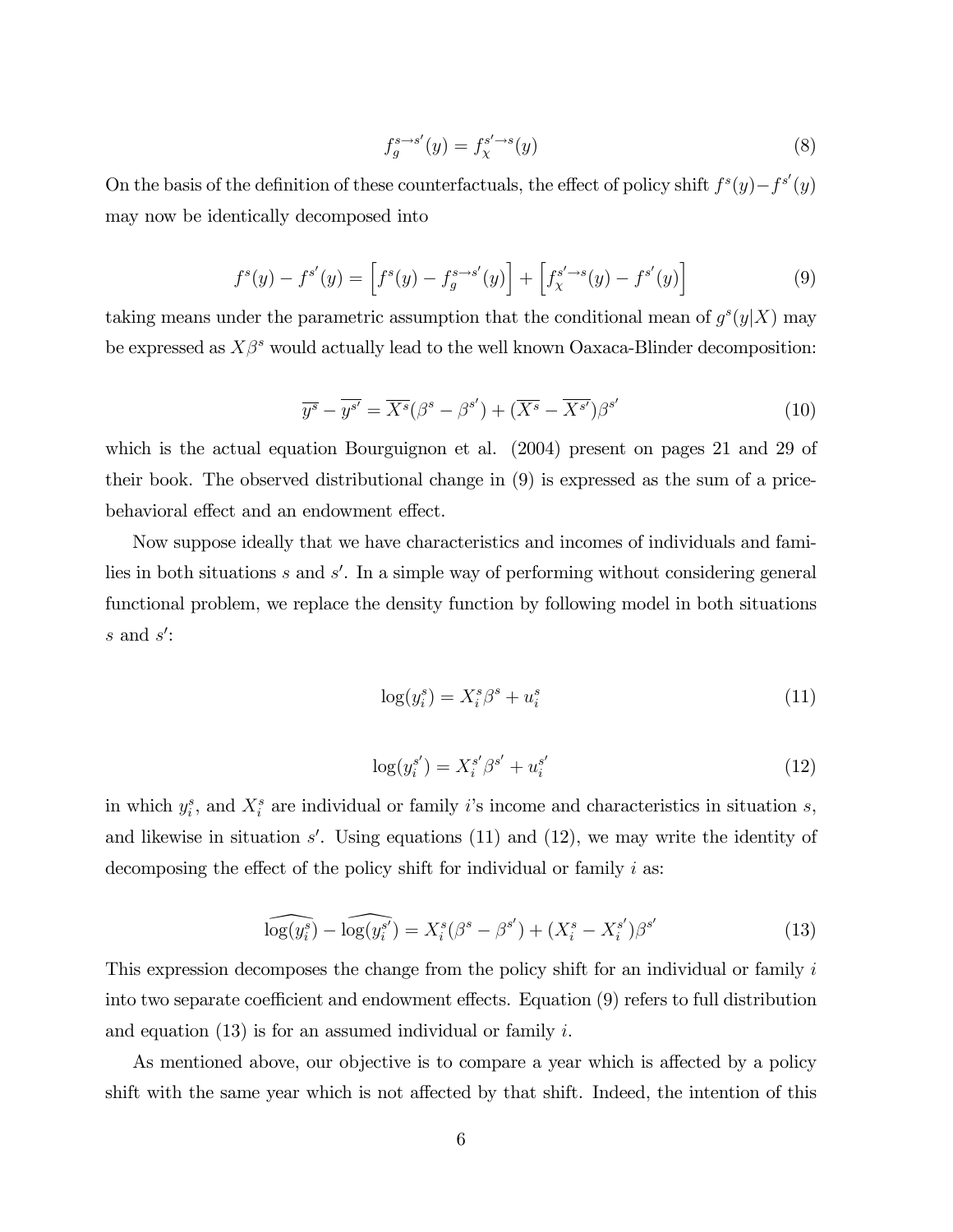$$f_g^{s \to s'}(y) = f_\chi^{s' \to s}(y) \tag{8}$$

On the basis of the definition of these counterfactuals, the effect of policy shift $f^s(y) - f^{s'}(y)$ may now be identically decomposed into

$$f^s(y) - f^{s'}(y) = \left[f^s(y) - f_g^{s \to s'}(y)\right] + \left[f_\chi^{s' \to s}(y) - f^{s'}(y)\right] \tag{9}$$

taking means under the parametric assumption that the conditional mean of $g^s(y|X)$ may be expressed as $X\beta^s$ would actually lead to the well known Oaxaca-Blinder decomposition:

$$\overline{y^s} - \overline{y^{s'}} = \overline{X^s}(\beta^s - \beta^{s'}) + (\overline{X^s} - \overline{X^{s'}})\beta^{s'} \tag{10}$$

which is the actual equation Bourguignon et al. (2004) present on pages 21 and 29 of their book. The observed distributional change in (9) is expressed as the sum of a price-behavioral effect and an endowment effect.

Now suppose ideally that we have characteristics and incomes of individuals and families in both situations $s$ and $s'$. In a simple way of performing without considering general functional problem, we replace the density function by following model in both situations $s$ and $s'$:

$$\log(y_i^s) = X_i^s \beta^s + u_i^s \tag{11}$$

$$\log(y_i^{s'}) = X_i^{s'} \beta^{s'} + u_i^{s'} \tag{12}$$

in which $y_i^s$, and $X_i^s$ are individual or family $i$'s income and characteristics in situation $s$, and likewise in situation $s'$. Using equations (11) and (12), we may write the identity of decomposing the effect of the policy shift for individual or family $i$ as:

$$\widehat{\log(y_i^s)} - \widehat{\log(y_i^{s'})} = X_i^s(\beta^s - \beta^{s'}) + (X_i^s - X_i^{s'})\beta^{s'} \tag{13}$$

This expression decomposes the change from the policy shift for an individual or family $i$ into two separate coefficient and endowment effects. Equation (9) refers to full distribution and equation (13) is for an assumed individual or family $i$.

As mentioned above, our objective is to compare a year which is affected by a policy shift with the same year which is not affected by that shift. Indeed, the intention of this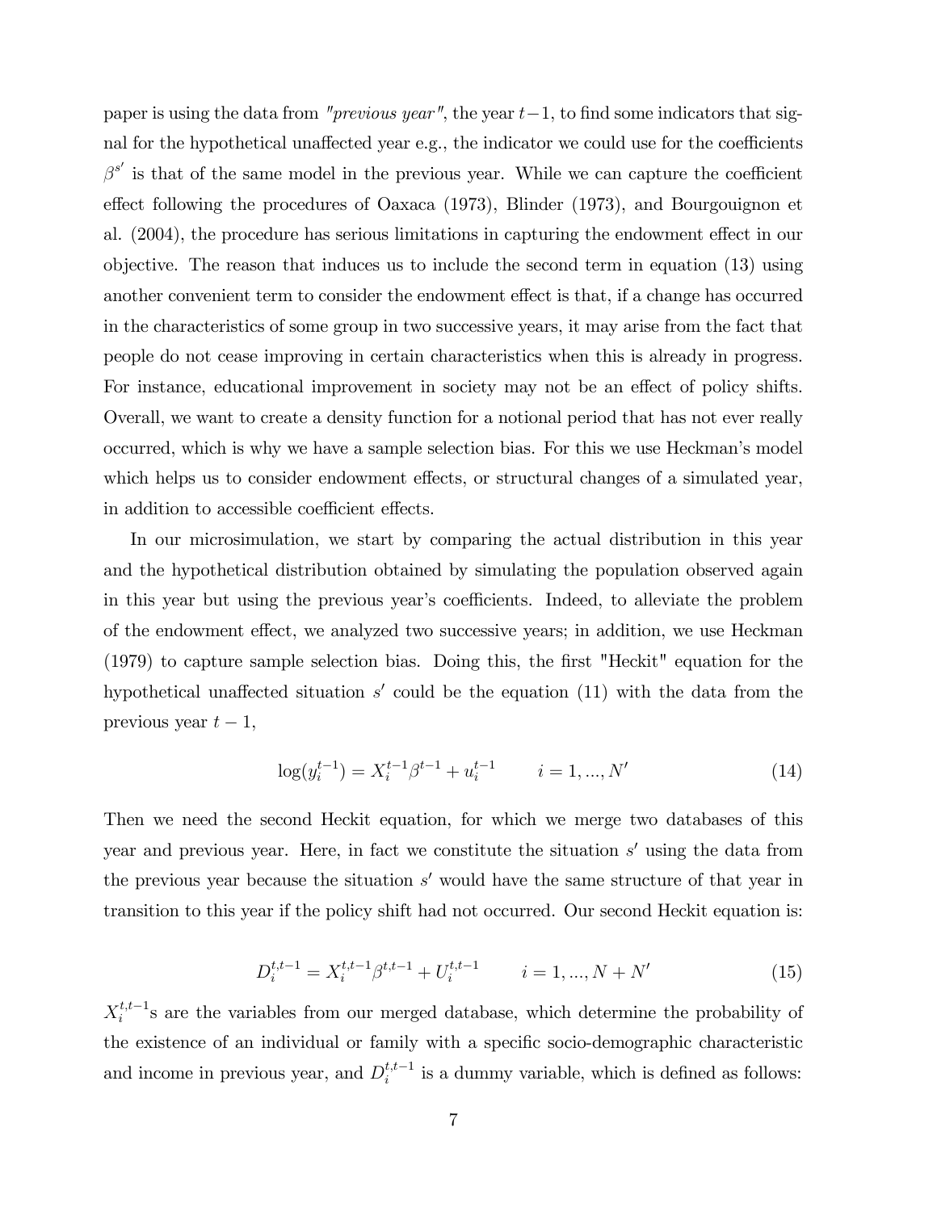paper is using the data from *"previous year"*, the year $t-1$, to find some indicators that signal for the hypothetical unaffected year e.g., the indicator we could use for the coefficients $\beta^{s'}$ is that of the same model in the previous year. While we can capture the coefficient effect following the procedures of Oaxaca (1973), Blinder (1973), and Bourgouignon et al. (2004), the procedure has serious limitations in capturing the endowment effect in our objective. The reason that induces us to include the second term in equation (13) using another convenient term to consider the endowment effect is that, if a change has occurred in the characteristics of some group in two successive years, it may arise from the fact that people do not cease improving in certain characteristics when this is already in progress. For instance, educational improvement in society may not be an effect of policy shifts. Overall, we want to create a density function for a notional period that has not ever really occurred, which is why we have a sample selection bias. For this we use Heckman's model which helps us to consider endowment effects, or structural changes of a simulated year, in addition to accessible coefficient effects.

In our microsimulation, we start by comparing the actual distribution in this year and the hypothetical distribution obtained by simulating the population observed again in this year but using the previous year's coefficients. Indeed, to alleviate the problem of the endowment effect, we analyzed two successive years; in addition, we use Heckman (1979) to capture sample selection bias. Doing this, the first "Heckit" equation for the hypothetical unaffected situation $s'$ could be the equation (11) with the data from the previous year $t-1$,

$$\log(y_i^{t-1}) = X_i^{t-1}\beta^{t-1} + u_i^{t-1} \qquad i = 1, ..., N' \tag{14}$$

Then we need the second Heckit equation, for which we merge two databases of this year and previous year. Here, in fact we constitute the situation $s'$ using the data from the previous year because the situation $s'$ would have the same structure of that year in transition to this year if the policy shift had not occurred. Our second Heckit equation is:

$$D_i^{t,t-1} = X_i^{t,t-1}\beta^{t,t-1} + U_i^{t,t-1} \qquad i = 1, ..., N + N' \tag{15}$$

$X_i^{t,t-1}$s are the variables from our merged database, which determine the probability of the existence of an individual or family with a specific socio-demographic characteristic and income in previous year, and $D_i^{t,t-1}$ is a dummy variable, which is defined as follows: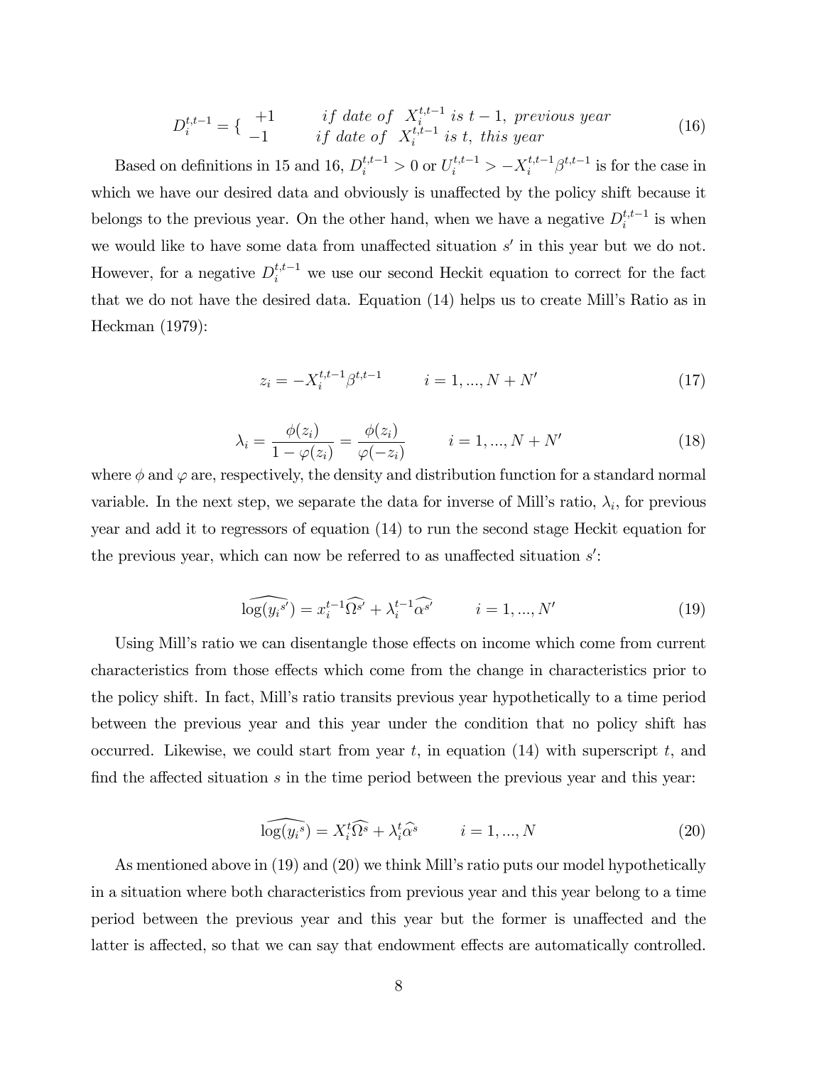$$D_i^{t,t-1} = \{ \begin{array}{ll} +1 & if\ date\ of\ \ X_i^{t,t-1}\ is\ t-1,\ previous\ year \\ -1 & if\ date\ of\ \ X_i^{t,t-1}\ is\ t,\ this\ year \end{array} \tag{16}$$

Based on definitions in 15 and 16, $D_i^{t,t-1} > 0$ or $U_i^{t,t-1} > -X_i^{t,t-1}\beta^{t,t-1}$ is for the case in which we have our desired data and obviously is unaffected by the policy shift because it belongs to the previous year. On the other hand, when we have a negative $D_i^{t,t-1}$ is when we would like to have some data from unaffected situation $s'$ in this year but we do not. However, for a negative $D_i^{t,t-1}$ we use our second Heckit equation to correct for the fact that we do not have the desired data. Equation (14) helps us to create Mill's Ratio as in Heckman (1979):

$$z_i = -X_i^{t,t-1}\beta^{t,t-1} \qquad i = 1, ..., N + N' \tag{17}$$

$$\lambda_i = \frac{\phi(z_i)}{1 - \varphi(z_i)} = \frac{\phi(z_i)}{\varphi(-z_i)} \qquad i = 1, ..., N + N' \tag{18}$$

where $\phi$ and $\varphi$ are, respectively, the density and distribution function for a standard normal variable. In the next step, we separate the data for inverse of Mill's ratio, $\lambda_i$, for previous year and add it to regressors of equation (14) to run the second stage Heckit equation for the previous year, which can now be referred to as unaffected situation $s'$:

$$\widehat{\log(y_i{}^{s'})} = x_i^{t-1}\widehat{\Omega^{s'}} + \lambda_i^{t-1}\widehat{\alpha^{s'}} \qquad i = 1, ..., N' \tag{19}$$

Using Mill's ratio we can disentangle those effects on income which come from current characteristics from those effects which come from the change in characteristics prior to the policy shift. In fact, Mill's ratio transits previous year hypothetically to a time period between the previous year and this year under the condition that no policy shift has occurred. Likewise, we could start from year $t$, in equation (14) with superscript $t$, and find the affected situation $s$ in the time period between the previous year and this year:

$$\widehat{\log(y_i{}^{s})} = X_i^{t}\widehat{\Omega^{s}} + \lambda_i^{t}\widehat{\alpha^{s}} \qquad i = 1, ..., N \tag{20}$$

As mentioned above in (19) and (20) we think Mill's ratio puts our model hypothetically in a situation where both characteristics from previous year and this year belong to a time period between the previous year and this year but the former is unaffected and the latter is affected, so that we can say that endowment effects are automatically controlled.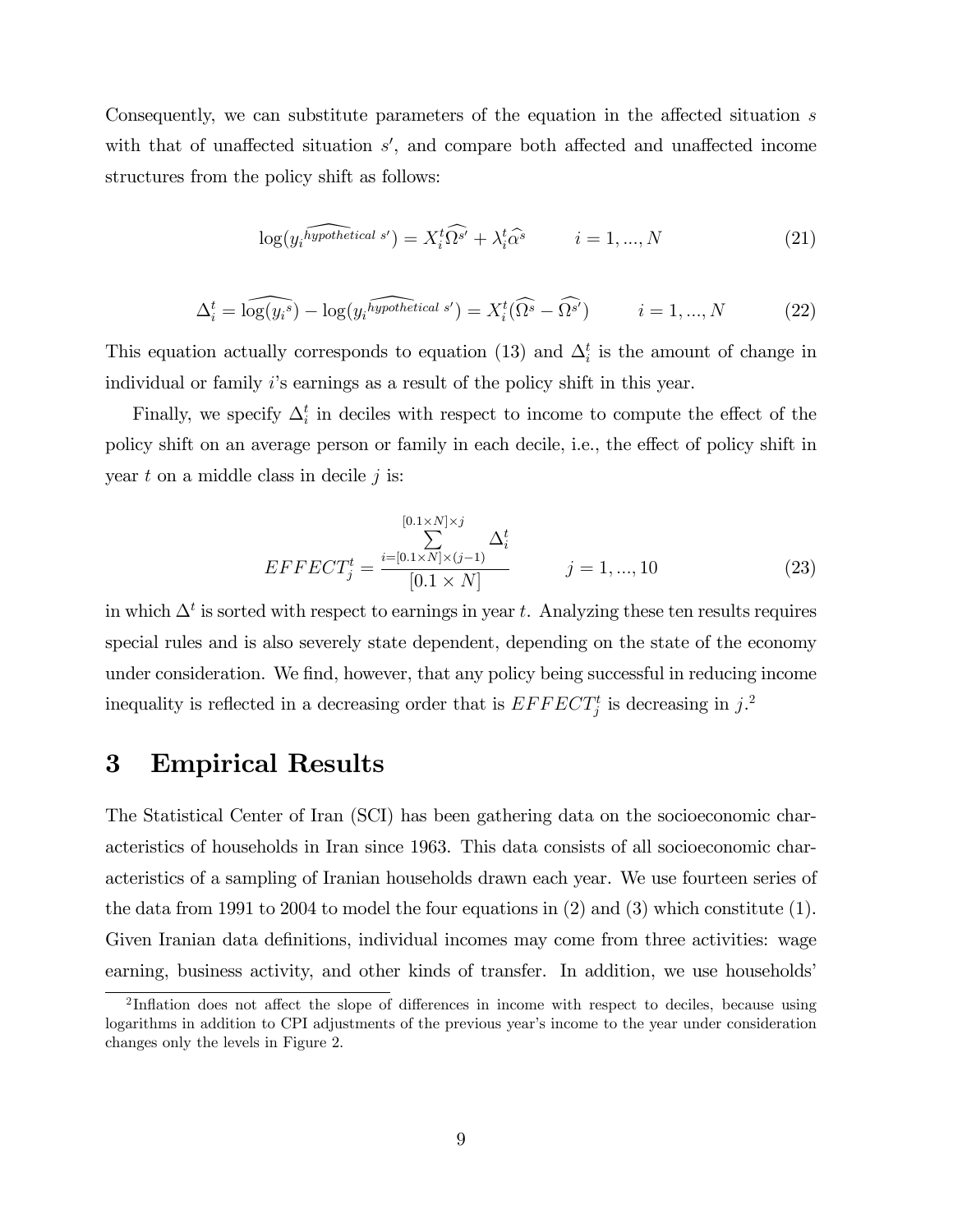Consequently, we can substitute parameters of the equation in the affected situation $s$ with that of unaffected situation $s'$, and compare both affected and unaffected income structures from the policy shift as follows:

$$\log(\widehat{y_i^{hypothetical\ s'}}) = X_i^t \widehat{\Omega^{s'}} + \lambda_i^t \widehat{\alpha^s} \qquad i = 1, ..., N \tag{21}$$

$$\Delta_i^t = \widehat{\log(y_i^s)} - \log(\widehat{y_i^{hypothetical\ s'}}) = X_i^t(\widehat{\Omega^s} - \widehat{\Omega^{s'}}) \qquad i = 1, ..., N \tag{22}$$

This equation actually corresponds to equation (13) and $\Delta_i^t$ is the amount of change in individual or family $i$'s earnings as a result of the policy shift in this year.

Finally, we specify $\Delta_i^t$ in deciles with respect to income to compute the effect of the policy shift on an average person or family in each decile, i.e., the effect of policy shift in year $t$ on a middle class in decile $j$ is:

$$EFFECT_j^t = \frac{\sum\limits_{i=[0.1\times N]\times(j-1)}^{[0.1\times N]\times j} \Delta_i^t}{[0.1 \times N]} \qquad j = 1, ..., 10 \tag{23}$$

in which $\Delta^t$ is sorted with respect to earnings in year $t$. Analyzing these ten results requires special rules and is also severely state dependent, depending on the state of the economy under consideration. We find, however, that any policy being successful in reducing income inequality is reflected in a decreasing order that is $EFFECT_j^t$ is decreasing in $j$.[2]

# 3 Empirical Results

The Statistical Center of Iran (SCI) has been gathering data on the socioeconomic characteristics of households in Iran since 1963. This data consists of all socioeconomic characteristics of a sampling of Iranian households drawn each year. We use fourteen series of the data from 1991 to 2004 to model the four equations in (2) and (3) which constitute (1). Given Iranian data definitions, individual incomes may come from three activities: wage earning, business activity, and other kinds of transfer. In addition, we use households'

[2] Inflation does not affect the slope of differences in income with respect to deciles, because using logarithms in addition to CPI adjustments of the previous year's income to the year under consideration changes only the levels in Figure 2.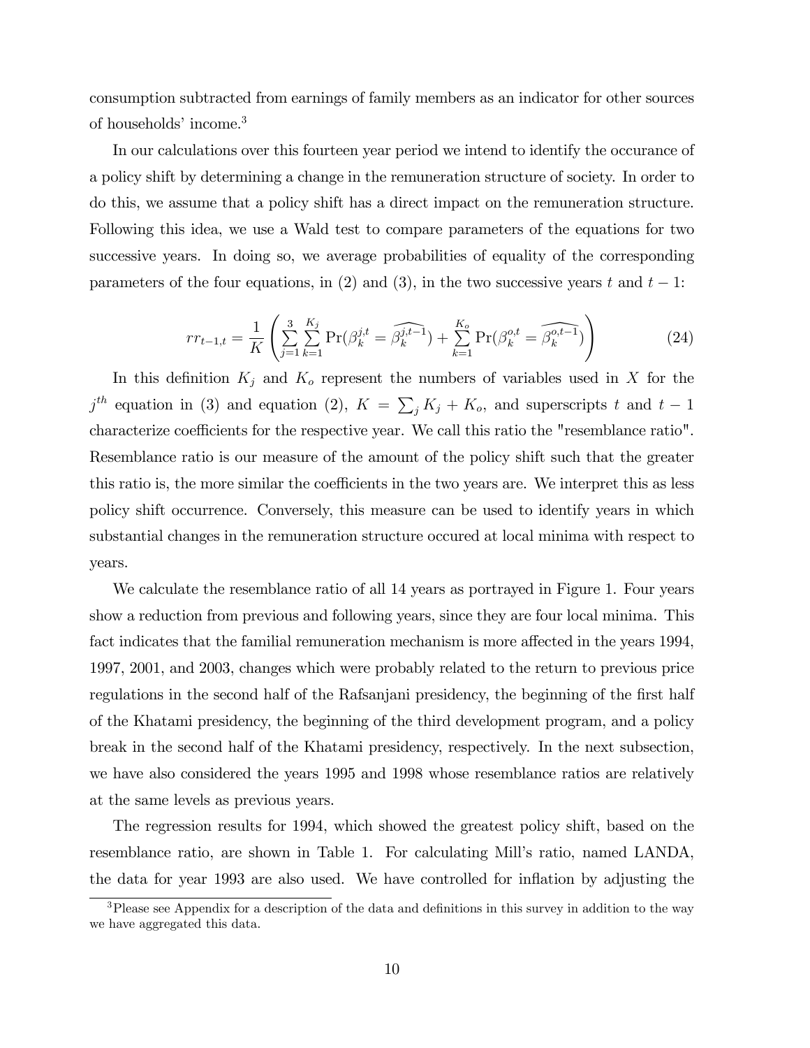consumption subtracted from earnings of family members as an indicator for other sources of households' income.[3]

In our calculations over this fourteen year period we intend to identify the occurance of a policy shift by determining a change in the remuneration structure of society. In order to do this, we assume that a policy shift has a direct impact on the remuneration structure. Following this idea, we use a Wald test to compare parameters of the equations for two successive years. In doing so, we average probabilities of equality of the corresponding parameters of the four equations, in (2) and (3), in the two successive years $t$ and $t-1$:

$$rr_{t-1,t} = \frac{1}{K}\left(\sum_{j=1}^{3}\sum_{k=1}^{K_j}\Pr(\beta_k^{j,t} = \widehat{\beta_k^{j,t-1}}) + \sum_{k=1}^{K_o}\Pr(\beta_k^{o,t} = \widehat{\beta_k^{o,t-1}})\right) \tag{24}$$

In this definition $K_j$ and $K_o$ represent the numbers of variables used in $X$ for the $j^{th}$ equation in (3) and equation (2), $K = \sum_j K_j + K_o$, and superscripts $t$ and $t-1$ characterize coefficients for the respective year. We call this ratio the "resemblance ratio". Resemblance ratio is our measure of the amount of the policy shift such that the greater this ratio is, the more similar the coefficients in the two years are. We interpret this as less policy shift occurrence. Conversely, this measure can be used to identify years in which substantial changes in the remuneration structure occured at local minima with respect to years.

We calculate the resemblance ratio of all 14 years as portrayed in Figure 1. Four years show a reduction from previous and following years, since they are four local minima. This fact indicates that the familial remuneration mechanism is more affected in the years 1994, 1997, 2001, and 2003, changes which were probably related to the return to previous price regulations in the second half of the Rafsanjani presidency, the beginning of the first half of the Khatami presidency, the beginning of the third development program, and a policy break in the second half of the Khatami presidency, respectively. In the next subsection, we have also considered the years 1995 and 1998 whose resemblance ratios are relatively at the same levels as previous years.

The regression results for 1994, which showed the greatest policy shift, based on the resemblance ratio, are shown in Table 1. For calculating Mill's ratio, named LANDA, the data for year 1993 are also used. We have controlled for inflation by adjusting the

[3] Please see Appendix for a description of the data and definitions in this survey in addition to the way we have aggregated this data.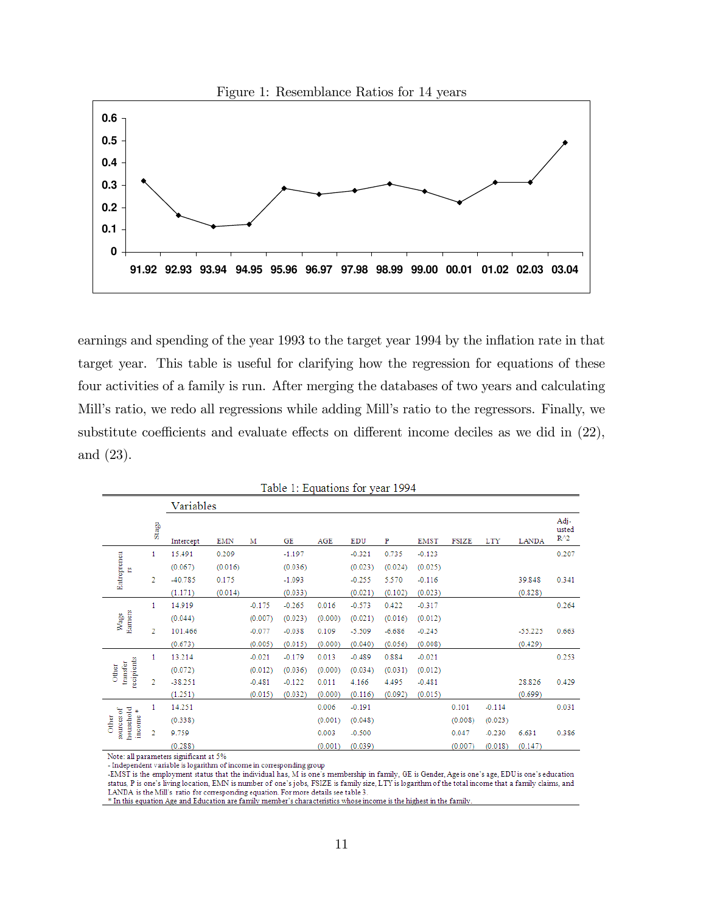Figure 1: Resemblance Ratios for 14 years

earnings and spending of the year 1993 to the target year 1994 by the inflation rate in that target year. This table is useful for clarifying how the regression for equations of these four activities of a family is run. After merging the databases of two years and calculating Mill's ratio, we redo all regressions while adding Mill's ratio to the regressors. Finally, we substitute coefficients and evaluate effects on different income deciles as we did in (22), and (23).

Table 1: Equations for year 1994

| | Stage | Intercept | EMN | M | GE | AGE | EDU | P | EMST | FSIZE | LTY | LANDA | Adjusted $R^2$ |
|---|---|---|---|---|---|---|---|---|---|---|---|---|---|
| Entrepreneurs | 1 | 15.491 | 0.209 | | -1.197 | | -0.321 | 0.735 | -0.123 | | | | 0.207 |
| | | (0.067) | (0.016) | | (0.036) | | (0.023) | (0.024) | (0.025) | | | | |
| | 2 | -40.785 | 0.175 | | -1.093 | | -0.255 | 5.570 | -0.116 | | | 39.848 | 0.341 |
| | | (1.171) | (0.014) | | (0.033) | | (0.021) | (0.102) | (0.023) | | | (0.828) | |
| Wage Earners | 1 | 14.919 | | -0.175 | -0.265 | 0.016 | -0.573 | 0.422 | -0.317 | | | | 0.264 |
| | | (0.044) | | (0.007) | (0.023) | (0.000) | (0.021) | (0.016) | (0.012) | | | | |
| | 2 | 101.466 | | -0.077 | -0.038 | 0.109 | -5.509 | -6.686 | -0.245 | | | -55.225 | 0.663 |
| | | (0.673) | | (0.005) | (0.015) | (0.000) | (0.040) | (0.056) | (0.008) | | | (0.429) | |
| Other transfer recipients | 1 | 13.214 | | -0.021 | -0.179 | 0.013 | -0.489 | 0.884 | -0.021 | | | | 0.253 |
| | | (0.072) | | (0.012) | (0.036) | (0.000) | (0.034) | (0.031) | (0.012) | | | | |
| | 2 | -38.251 | | -0.481 | -0.122 | 0.011 | 4.166 | 4.495 | -0.481 | | | 28.826 | 0.429 |
| | | (1.251) | | (0.015) | (0.032) | (0.000) | (0.116) | (0.092) | (0.015) | | | (0.699) | |
| Other sources of household income * | 1 | 14.251 | | | | 0.006 | -0.191 | | | 0.101 | -0.114 | | 0.031 |
| | | (0.338) | | | | (0.001) | (0.048) | | | (0.008) | (0.023) | | |
| | 2 | 9.759 | | | | 0.003 | -0.500 | | | 0.047 | -0.230 | 6.631 | 0.386 |
| | | (0.288) | | | | (0.001) | (0.039) | | | (0.007) | (0.018) | (0.147) | |

Note: all parameters significant at 5%

- Independent variable is logarithm of income in corresponding group

-EMST is the employment status that the individual has, M is one's membership in family, GE is Gender, Age is one's age, EDU is one's education status, P is one's living location, EMN is number of one's jobs, FSIZE is family size, LTY is logarithm of the total income that a family claims, and LANDA is the Mill's ratio for corresponding equation. For more details see table 3.

* In this equation Age and Education are family member's characteristics whose income is the highest in the family.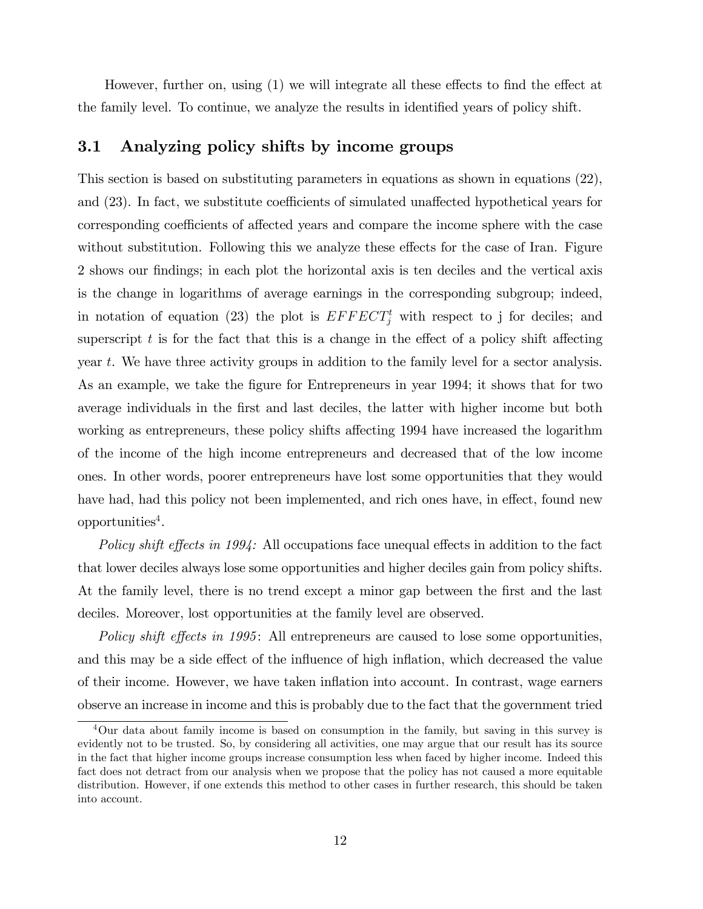However, further on, using (1) we will integrate all these effects to find the effect at the family level. To continue, we analyze the results in identified years of policy shift.

## 3.1 Analyzing policy shifts by income groups

This section is based on substituting parameters in equations as shown in equations (22), and (23). In fact, we substitute coefficients of simulated unaffected hypothetical years for corresponding coefficients of affected years and compare the income sphere with the case without substitution. Following this we analyze these effects for the case of Iran. Figure 2 shows our findings; in each plot the horizontal axis is ten deciles and the vertical axis is the change in logarithms of average earnings in the corresponding subgroup; indeed, in notation of equation (23) the plot is $EFFECT_j^t$ with respect to j for deciles; and superscript $t$ is for the fact that this is a change in the effect of a policy shift affecting year $t$. We have three activity groups in addition to the family level for a sector analysis. As an example, we take the figure for Entrepreneurs in year 1994; it shows that for two average individuals in the first and last deciles, the latter with higher income but both working as entrepreneurs, these policy shifts affecting 1994 have increased the logarithm of the income of the high income entrepreneurs and decreased that of the low income ones. In other words, poorer entrepreneurs have lost some opportunities that they would have had, had this policy not been implemented, and rich ones have, in effect, found new opportunities[4].

*Policy shift effects in 1994:* All occupations face unequal effects in addition to the fact that lower deciles always lose some opportunities and higher deciles gain from policy shifts. At the family level, there is no trend except a minor gap between the first and the last deciles. Moreover, lost opportunities at the family level are observed.

*Policy shift effects in 1995*: All entrepreneurs are caused to lose some opportunities, and this may be a side effect of the influence of high inflation, which decreased the value of their income. However, we have taken inflation into account. In contrast, wage earners observe an increase in income and this is probably due to the fact that the government tried

[4] Our data about family income is based on consumption in the family, but saving in this survey is evidently not to be trusted. So, by considering all activities, one may argue that our result has its source in the fact that higher income groups increase consumption less when faced by higher income. Indeed this fact does not detract from our analysis when we propose that the policy has not caused a more equitable distribution. However, if one extends this method to other cases in further research, this should be taken into account.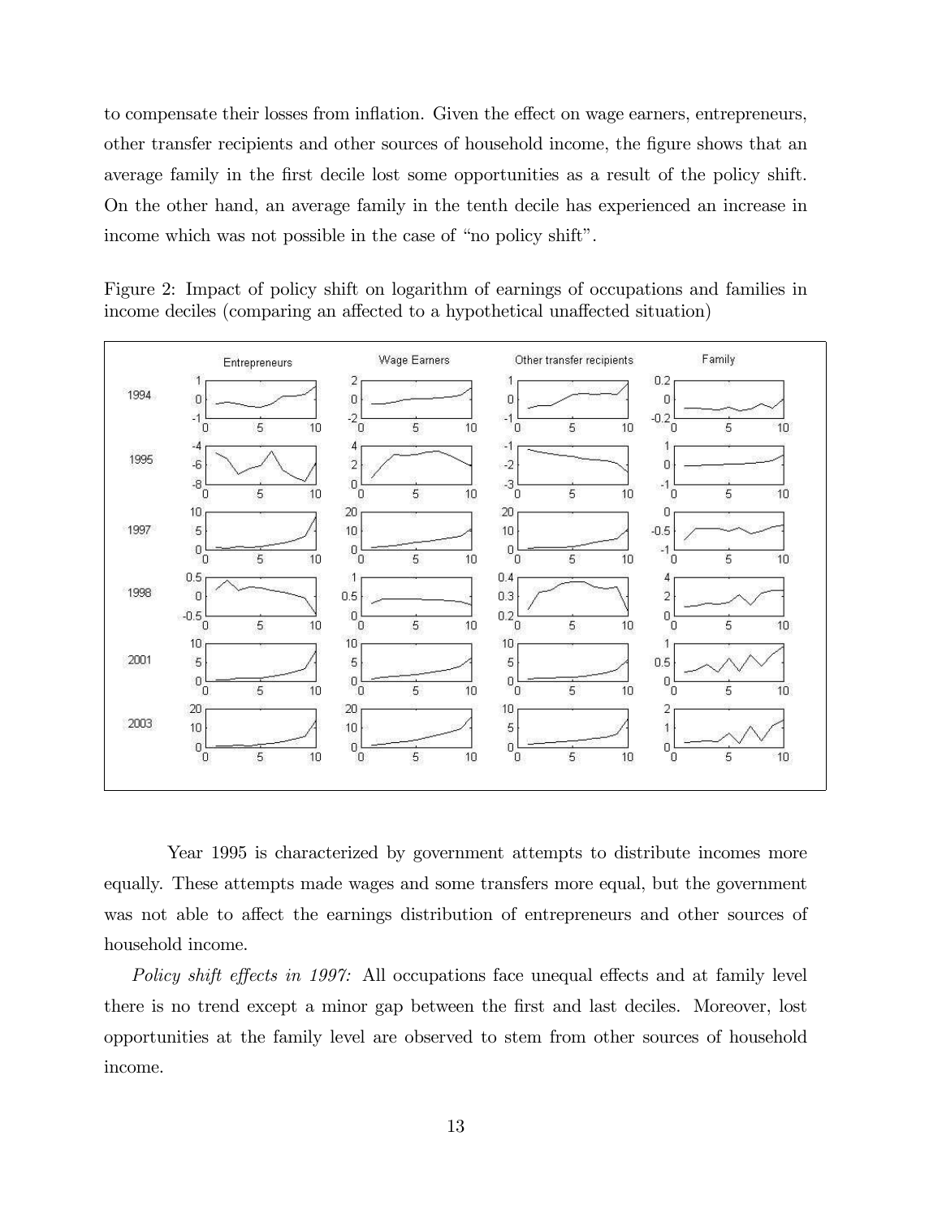to compensate their losses from inflation. Given the effect on wage earners, entrepreneurs, other transfer recipients and other sources of household income, the figure shows that an average family in the first decile lost some opportunities as a result of the policy shift. On the other hand, an average family in the tenth decile has experienced an increase in income which was not possible in the case of "no policy shift".

Figure 2: Impact of policy shift on logarithm of earnings of occupations and families in income deciles (comparing an affected to a hypothetical unaffected situation)

Year 1995 is characterized by government attempts to distribute incomes more equally. These attempts made wages and some transfers more equal, but the government was not able to affect the earnings distribution of entrepreneurs and other sources of household income.

*Policy shift effects in 1997:* All occupations face unequal effects and at family level there is no trend except a minor gap between the first and last deciles. Moreover, lost opportunities at the family level are observed to stem from other sources of household income.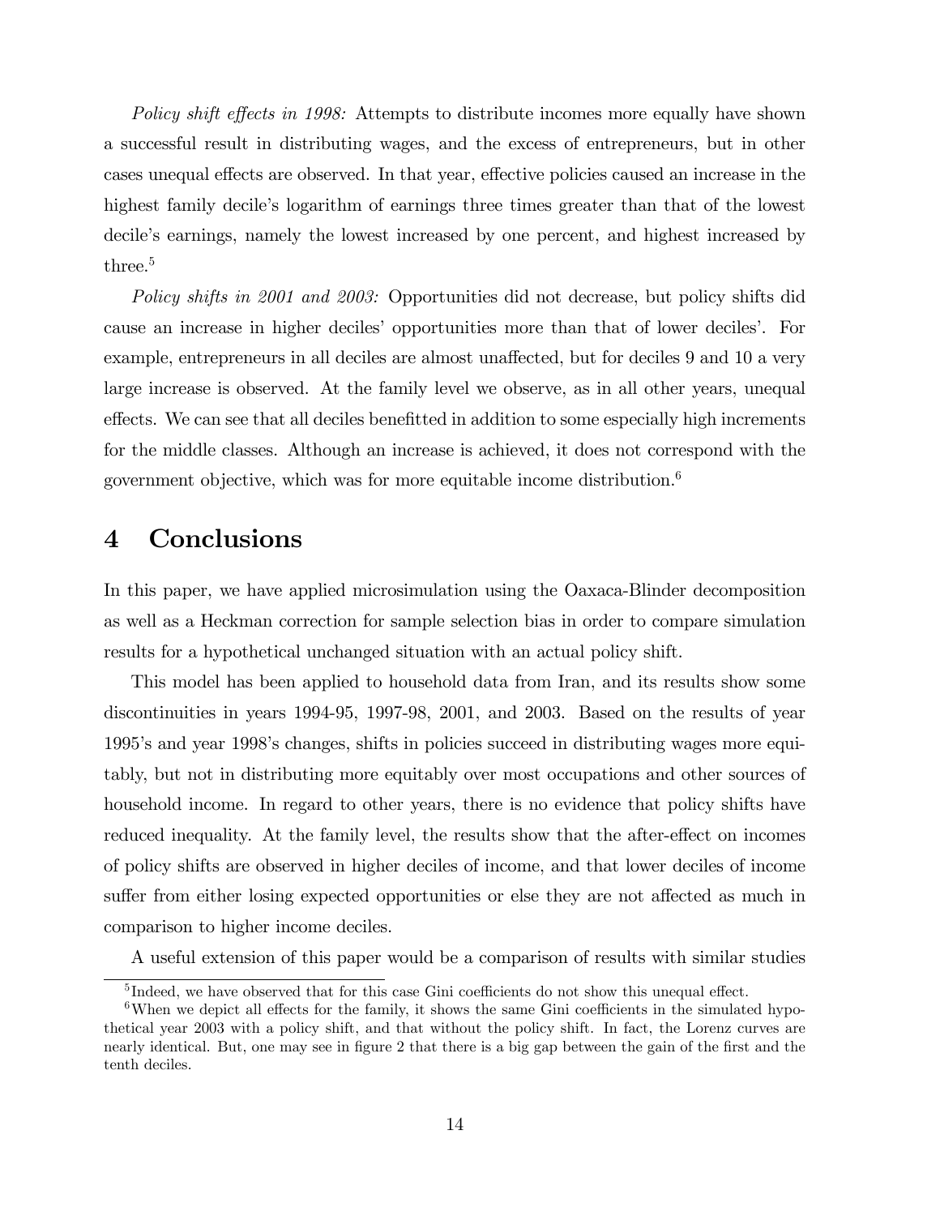*Policy shift effects in 1998:* Attempts to distribute incomes more equally have shown a successful result in distributing wages, and the excess of entrepreneurs, but in other cases unequal effects are observed. In that year, effective policies caused an increase in the highest family decile's logarithm of earnings three times greater than that of the lowest decile's earnings, namely the lowest increased by one percent, and highest increased by three.[5]

*Policy shifts in 2001 and 2003:* Opportunities did not decrease, but policy shifts did cause an increase in higher deciles' opportunities more than that of lower deciles'. For example, entrepreneurs in all deciles are almost unaffected, but for deciles 9 and 10 a very large increase is observed. At the family level we observe, as in all other years, unequal effects. We can see that all deciles benefitted in addition to some especially high increments for the middle classes. Although an increase is achieved, it does not correspond with the government objective, which was for more equitable income distribution.[6]

# 4 Conclusions

In this paper, we have applied microsimulation using the Oaxaca-Blinder decomposition as well as a Heckman correction for sample selection bias in order to compare simulation results for a hypothetical unchanged situation with an actual policy shift.

This model has been applied to household data from Iran, and its results show some discontinuities in years 1994-95, 1997-98, 2001, and 2003. Based on the results of year 1995's and year 1998's changes, shifts in policies succeed in distributing wages more equitably, but not in distributing more equitably over most occupations and other sources of household income. In regard to other years, there is no evidence that policy shifts have reduced inequality. At the family level, the results show that the after-effect on incomes of policy shifts are observed in higher deciles of income, and that lower deciles of income suffer from either losing expected opportunities or else they are not affected as much in comparison to higher income deciles.

A useful extension of this paper would be a comparison of results with similar studies

[5] Indeed, we have observed that for this case Gini coefficients do not show this unequal effect.

[6] When we depict all effects for the family, it shows the same Gini coefficients in the simulated hypothetical year 2003 with a policy shift, and that without the policy shift. In fact, the Lorenz curves are nearly identical. But, one may see in figure 2 that there is a big gap between the gain of the first and the tenth deciles.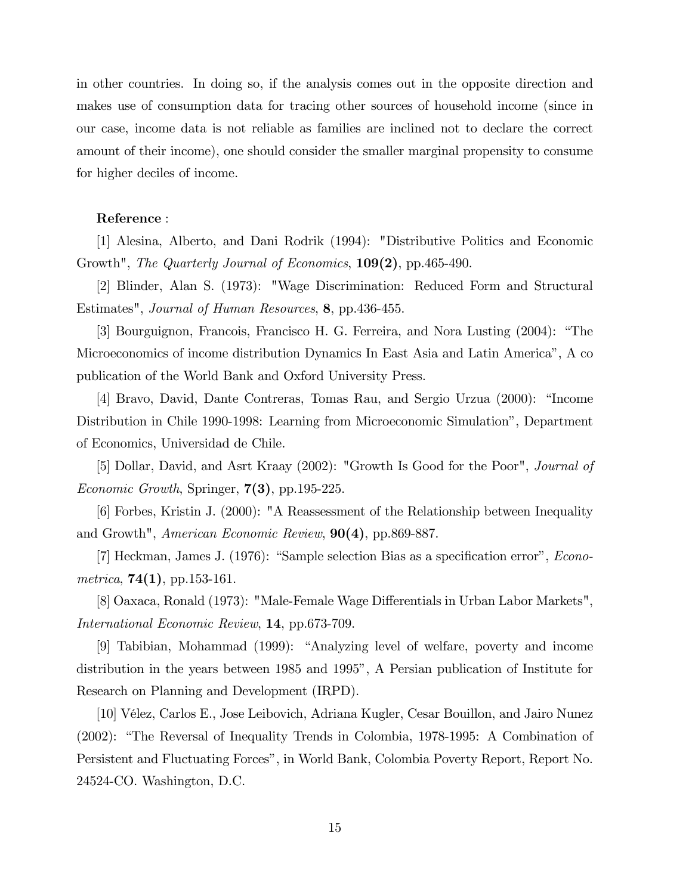in other countries. In doing so, if the analysis comes out in the opposite direction and makes use of consumption data for tracing other sources of household income (since in our case, income data is not reliable as families are inclined not to declare the correct amount of their income), one should consider the smaller marginal propensity to consume for higher deciles of income.

**Reference** :

[1] Alesina, Alberto, and Dani Rodrik (1994): "Distributive Politics and Economic Growth", *The Quarterly Journal of Economics*, **109(2)**, pp.465-490.

[2] Blinder, Alan S. (1973): "Wage Discrimination: Reduced Form and Structural Estimates", *Journal of Human Resources*, **8**, pp.436-455.

[3] Bourguignon, Francois, Francisco H. G. Ferreira, and Nora Lusting (2004): "The Microeconomics of income distribution Dynamics In East Asia and Latin America", A co publication of the World Bank and Oxford University Press.

[4] Bravo, David, Dante Contreras, Tomas Rau, and Sergio Urzua (2000): "Income Distribution in Chile 1990-1998: Learning from Microeconomic Simulation", Department of Economics, Universidad de Chile.

[5] Dollar, David, and Asrt Kraay (2002): "Growth Is Good for the Poor", *Journal of Economic Growth*, Springer, **7(3)**, pp.195-225.

[6] Forbes, Kristin J. (2000): "A Reassessment of the Relationship between Inequality and Growth", *American Economic Review*, **90(4)**, pp.869-887.

[7] Heckman, James J. (1976): "Sample selection Bias as a specification error", *Econometrica*, **74(1)**, pp.153-161.

[8] Oaxaca, Ronald (1973): "Male-Female Wage Differentials in Urban Labor Markets", *International Economic Review*, **14**, pp.673-709.

[9] Tabibian, Mohammad (1999): "Analyzing level of welfare, poverty and income distribution in the years between 1985 and 1995", A Persian publication of Institute for Research on Planning and Development (IRPD).

[10] Vélez, Carlos E., Jose Leibovich, Adriana Kugler, Cesar Bouillon, and Jairo Nunez (2002): "The Reversal of Inequality Trends in Colombia, 1978-1995: A Combination of Persistent and Fluctuating Forces", in World Bank, Colombia Poverty Report, Report No. 24524-CO. Washington, D.C.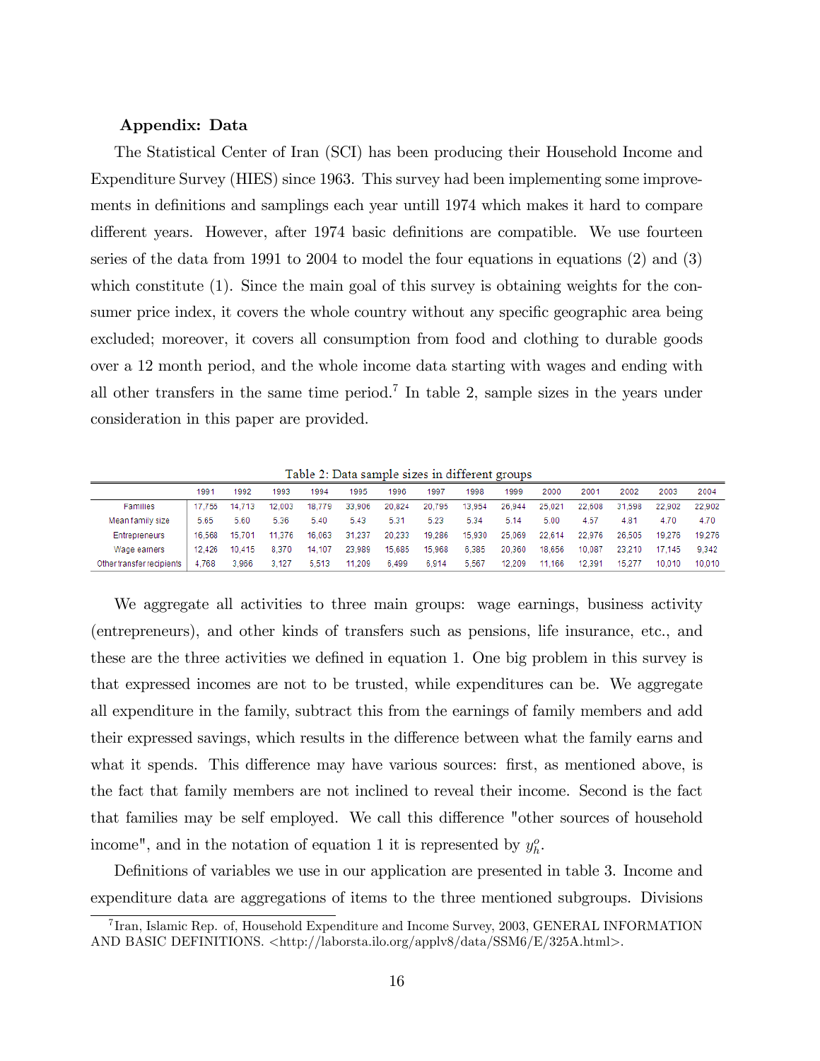**Appendix: Data**

The Statistical Center of Iran (SCI) has been producing their Household Income and Expenditure Survey (HIES) since 1963. This survey had been implementing some improvements in definitions and samplings each year untill 1974 which makes it hard to compare different years. However, after 1974 basic definitions are compatible. We use fourteen series of the data from 1991 to 2004 to model the four equations in equations (2) and (3) which constitute (1). Since the main goal of this survey is obtaining weights for the consumer price index, it covers the whole country without any specific geographic area being excluded; moreover, it covers all consumption from food and clothing to durable goods over a 12 month period, and the whole income data starting with wages and ending with all other transfers in the same time period.[7] In table 2, sample sizes in the years under consideration in this paper are provided.

Table 2: Data sample sizes in different groups

| | 1991 | 1992 | 1993 | 1994 | 1995 | 1996 | 1997 | 1998 | 1999 | 2000 | 2001 | 2002 | 2003 | 2004 |
|---|---|---|---|---|---|---|---|---|---|---|---|---|---|---|
| Families | 17,755 | 14,713 | 12,003 | 18,779 | 33,906 | 20,824 | 20,795 | 13,954 | 26,944 | 25,021 | 22,608 | 31,598 | 22,902 | 22,902 |
| Mean family size | 5.65 | 5.60 | 5.36 | 5.40 | 5.43 | 5.31 | 5.23 | 5.34 | 5.14 | 5.00 | 4.57 | 4.81 | 4.70 | 4.70 |
| Entrepreneurs | 16,568 | 15,701 | 11,376 | 16,063 | 31,237 | 20,233 | 19,286 | 15,930 | 25,069 | 22,614 | 22,976 | 26,505 | 19,276 | 19,276 |
| Wage earners | 12,426 | 10,415 | 8,370 | 14,107 | 23,989 | 15,685 | 15,968 | 6,385 | 20,360 | 18,656 | 10,087 | 23,210 | 17,145 | 9,342 |
| Other transfer recipients | 4,768 | 3,966 | 3,127 | 5,513 | 11,209 | 6,499 | 6,914 | 5,567 | 12,209 | 11,166 | 12,391 | 15,277 | 10,010 | 10,010 |

We aggregate all activities to three main groups: wage earnings, business activity (entrepreneurs), and other kinds of transfers such as pensions, life insurance, etc., and these are the three activities we defined in equation 1. One big problem in this survey is that expressed incomes are not to be trusted, while expenditures can be. We aggregate all expenditure in the family, subtract this from the earnings of family members and add their expressed savings, which results in the difference between what the family earns and what it spends. This difference may have various sources: first, as mentioned above, is the fact that family members are not inclined to reveal their income. Second is the fact that families may be self employed. We call this difference "other sources of household income", and in the notation of equation 1 it is represented by $y_h^o$.

Definitions of variables we use in our application are presented in table 3. Income and expenditure data are aggregations of items to the three mentioned subgroups. Divisions

[7] Iran, Islamic Rep. of, Household Expenditure and Income Survey, 2003, GENERAL INFORMATION AND BASIC DEFINITIONS. <http://laborsta.ilo.org/applv8/data/SSM6/E/325A.html>.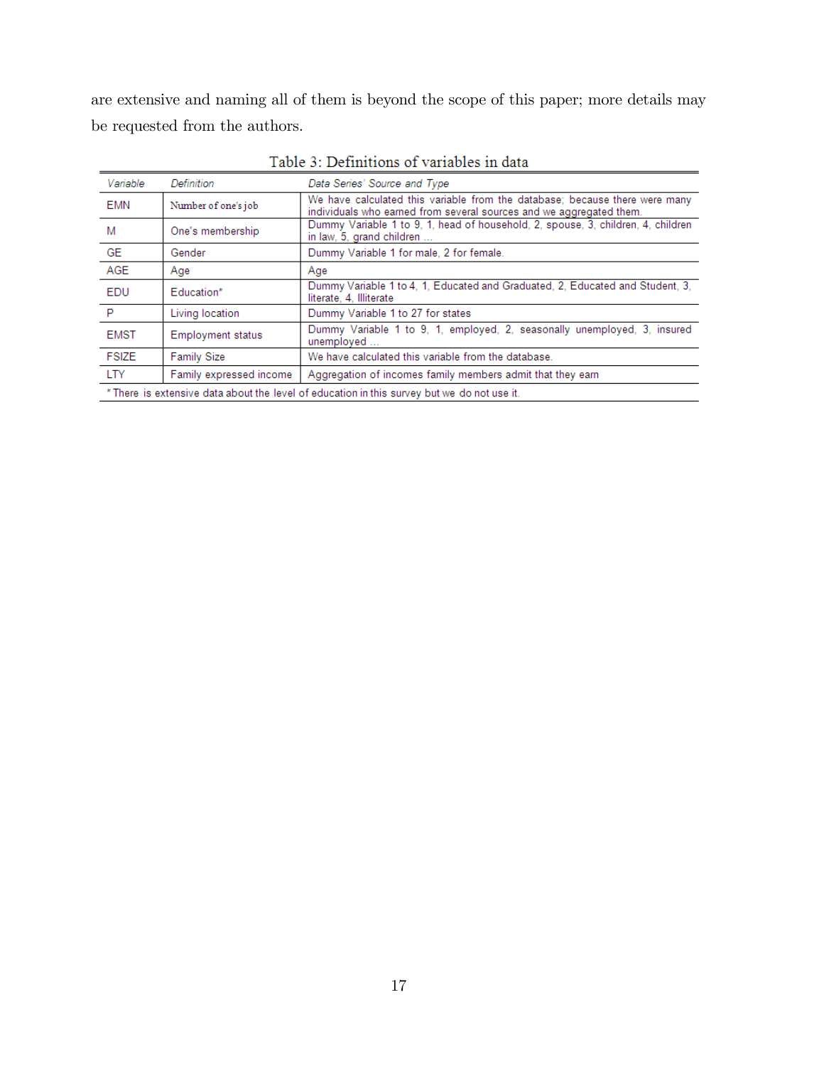are extensive and naming all of them is beyond the scope of this paper; more details may be requested from the authors.

Table 3: Definitions of variables in data

| *Variable* | *Definition* | *Data Series' Source and Type* |
|---|---|---|
| EMN | Number of one's job | We have calculated this variable from the database; because there were many individuals who earned from several sources and we aggregated them. |
| M | One's membership | Dummy Variable 1 to 9, 1, head of household, 2, spouse, 3, children, 4, children in law, 5, grand children ... |
| GE | Gender | Dummy Variable 1 for male, 2 for female. |
| AGE | Age | Age |
| EDU | Education* | Dummy Variable 1 to 4, 1, Educated and Graduated, 2, Educated and Student, 3, literate, 4, Illiterate |
| P | Living location | Dummy Variable 1 to 27 for states |
| EMST | Employment status | Dummy Variable 1 to 9, 1, employed, 2, seasonally unemployed, 3, insured unemployed ... |
| FSIZE | Family Size | We have calculated this variable from the database. |
| LTY | Family expressed income | Aggregation of incomes family members admit that they earn |

* There is extensive data about the level of education in this survey but we do not use it.